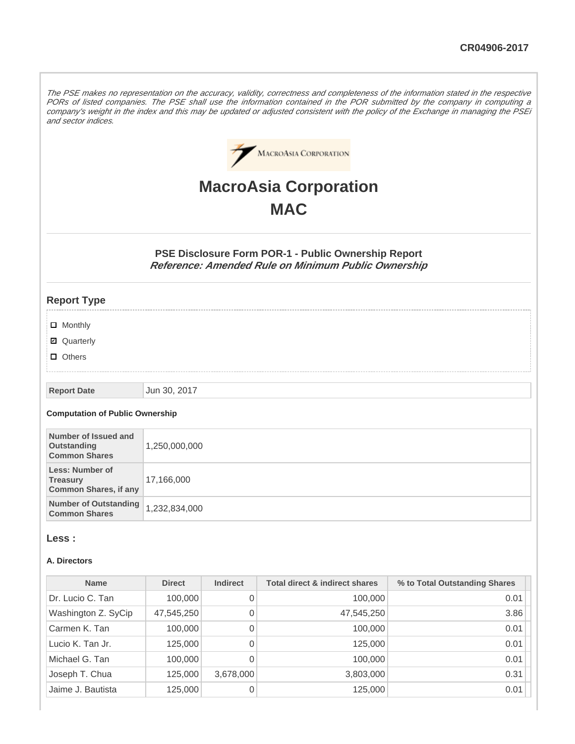CR04906-2017

*The PSE makes no representation on the accuracy, validity, correctness and completeness of the information stated in the respective PORs of listed companies. The PSE shall use the information contained in the POR submitted by the company in computing a company's weight in the index and this may be updated or adjusted consistent with the policy of the Exchange in managing the PSEi and sector indices.*

# MacroAsia Corporation

# MAC

### PSE Disclosure Form POR-1 - Public Ownership Report

***Reference: Amended Rule on Minimum Public Ownership***

## Report Type

- ☐ Monthly
- ☑ Quarterly
- ☐ Others

| Report Date | Jun 30, 2017 |
|---|---|

**Computation of Public Ownership**

| Number of Issued and Outstanding Common Shares | 1,250,000,000 |
|---|---|
| Less: Number of Treasury Common Shares, if any | 17,166,000 |
| Number of Outstanding Common Shares | 1,232,834,000 |

## Less :

**A. Directors**

| Name | Direct | Indirect | Total direct & indirect shares | % to Total Outstanding Shares |
|---|---|---|---|---|
| Dr. Lucio C. Tan | 100,000 | 0 | 100,000 | 0.01 |
| Washington Z. SyCip | 47,545,250 | 0 | 47,545,250 | 3.86 |
| Carmen K. Tan | 100,000 | 0 | 100,000 | 0.01 |
| Lucio K. Tan Jr. | 125,000 | 0 | 125,000 | 0.01 |
| Michael G. Tan | 100,000 | 0 | 100,000 | 0.01 |
| Joseph T. Chua | 125,000 | 3,678,000 | 3,803,000 | 0.31 |
| Jaime J. Bautista | 125,000 | 0 | 125,000 | 0.01 |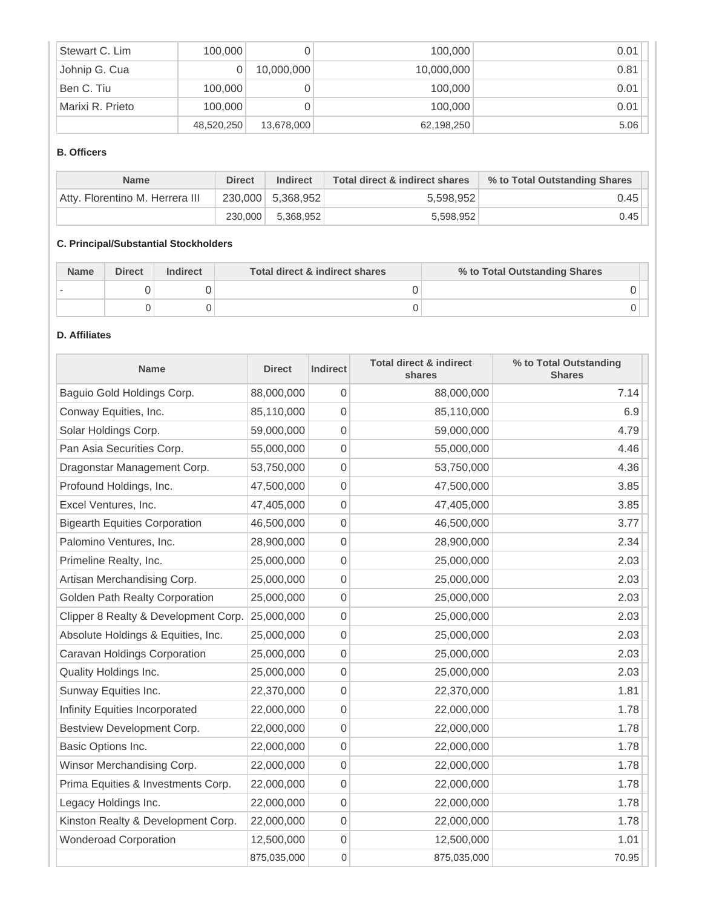| | | | | |
|---|---|---|---|---|
| Stewart C. Lim | 100,000 | 0 | 100,000 | 0.01 |
| Johnip G. Cua | 0 | 10,000,000 | 10,000,000 | 0.81 |
| Ben C. Tiu | 100,000 | 0 | 100,000 | 0.01 |
| Marixi R. Prieto | 100,000 | 0 | 100,000 | 0.01 |
| | 48,520,250 | 13,678,000 | 62,198,250 | 5.06 |

#### B. Officers

| Name | Direct | Indirect | Total direct & indirect shares | % to Total Outstanding Shares |
|---|---|---|---|---|
| Atty. Florentino M. Herrera III | 230,000 | 5,368,952 | 5,598,952 | 0.45 |
| | 230,000 | 5,368,952 | 5,598,952 | 0.45 |

#### C. Principal/Substantial Stockholders

| Name | Direct | Indirect | Total direct & indirect shares | % to Total Outstanding Shares |
|---|---|---|---|---|
| - | 0 | 0 | 0 | 0 |
| | 0 | 0 | 0 | 0 |

#### D. Affiliates

| Name | Direct | Indirect | Total direct & indirect shares | % to Total Outstanding Shares |
|---|---|---|---|---|
| Baguio Gold Holdings Corp. | 88,000,000 | 0 | 88,000,000 | 7.14 |
| Conway Equities, Inc. | 85,110,000 | 0 | 85,110,000 | 6.9 |
| Solar Holdings Corp. | 59,000,000 | 0 | 59,000,000 | 4.79 |
| Pan Asia Securities Corp. | 55,000,000 | 0 | 55,000,000 | 4.46 |
| Dragonstar Management Corp. | 53,750,000 | 0 | 53,750,000 | 4.36 |
| Profound Holdings, Inc. | 47,500,000 | 0 | 47,500,000 | 3.85 |
| Excel Ventures, Inc. | 47,405,000 | 0 | 47,405,000 | 3.85 |
| Bigearth Equities Corporation | 46,500,000 | 0 | 46,500,000 | 3.77 |
| Palomino Ventures, Inc. | 28,900,000 | 0 | 28,900,000 | 2.34 |
| Primeline Realty, Inc. | 25,000,000 | 0 | 25,000,000 | 2.03 |
| Artisan Merchandising Corp. | 25,000,000 | 0 | 25,000,000 | 2.03 |
| Golden Path Realty Corporation | 25,000,000 | 0 | 25,000,000 | 2.03 |
| Clipper 8 Realty & Development Corp. | 25,000,000 | 0 | 25,000,000 | 2.03 |
| Absolute Holdings & Equities, Inc. | 25,000,000 | 0 | 25,000,000 | 2.03 |
| Caravan Holdings Corporation | 25,000,000 | 0 | 25,000,000 | 2.03 |
| Quality Holdings Inc. | 25,000,000 | 0 | 25,000,000 | 2.03 |
| Sunway Equities Inc. | 22,370,000 | 0 | 22,370,000 | 1.81 |
| Infinity Equities Incorporated | 22,000,000 | 0 | 22,000,000 | 1.78 |
| Bestview Development Corp. | 22,000,000 | 0 | 22,000,000 | 1.78 |
| Basic Options Inc. | 22,000,000 | 0 | 22,000,000 | 1.78 |
| Winsor Merchandising Corp. | 22,000,000 | 0 | 22,000,000 | 1.78 |
| Prima Equities & Investments Corp. | 22,000,000 | 0 | 22,000,000 | 1.78 |
| Legacy Holdings Inc. | 22,000,000 | 0 | 22,000,000 | 1.78 |
| Kinston Realty & Development Corp. | 22,000,000 | 0 | 22,000,000 | 1.78 |
| Wonderoad Corporation | 12,500,000 | 0 | 12,500,000 | 1.01 |
| | 875,035,000 | 0 | 875,035,000 | 70.95 |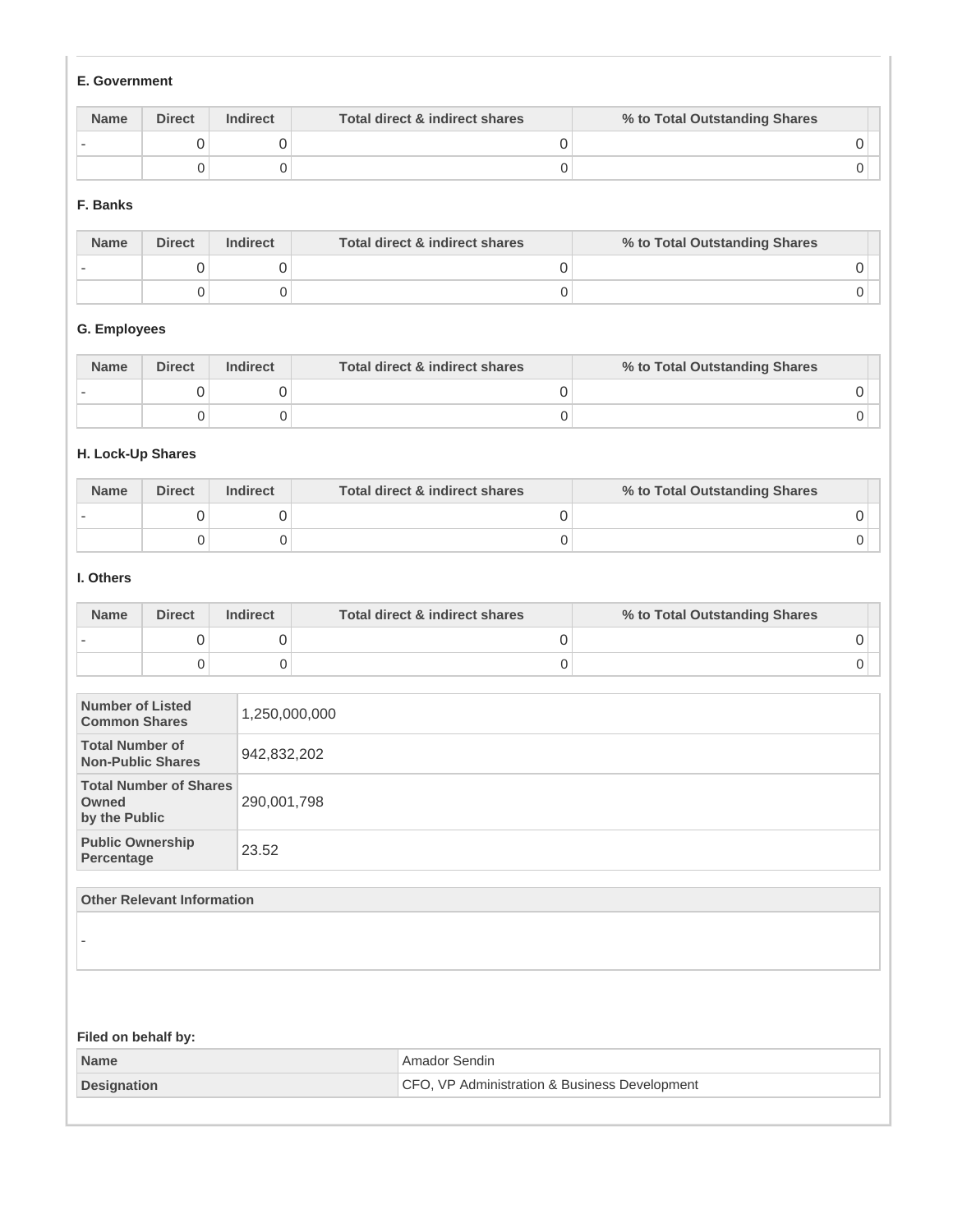#### E. Government

| Name | Direct | Indirect | Total direct & indirect shares | % to Total Outstanding Shares |
|---|---|---|---|---|
| - | 0 | 0 | 0 | 0 |
| | 0 | 0 | 0 | 0 |

#### F. Banks

| Name | Direct | Indirect | Total direct & indirect shares | % to Total Outstanding Shares |
|---|---|---|---|---|
| - | 0 | 0 | 0 | 0 |
| | 0 | 0 | 0 | 0 |

#### G. Employees

| Name | Direct | Indirect | Total direct & indirect shares | % to Total Outstanding Shares |
|---|---|---|---|---|
| - | 0 | 0 | 0 | 0 |
| | 0 | 0 | 0 | 0 |

#### H. Lock-Up Shares

| Name | Direct | Indirect | Total direct & indirect shares | % to Total Outstanding Shares |
|---|---|---|---|---|
| - | 0 | 0 | 0 | 0 |
| | 0 | 0 | 0 | 0 |

#### I. Others

| Name | Direct | Indirect | Total direct & indirect shares | % to Total Outstanding Shares |
|---|---|---|---|---|
| - | 0 | 0 | 0 | 0 |
| | 0 | 0 | 0 | 0 |

| | |
|---|---|
| **Number of Listed Common Shares** | 1,250,000,000 |
| **Total Number of Non-Public Shares** | 942,832,202 |
| **Total Number of Shares Owned by the Public** | 290,001,798 |
| **Public Ownership Percentage** | 23.52 |

| Other Relevant Information |
|---|
| - |

**Filed on behalf by:**

| | |
|---|---|
| **Name** | Amador Sendin |
| **Designation** | CFO, VP Administration & Business Development |